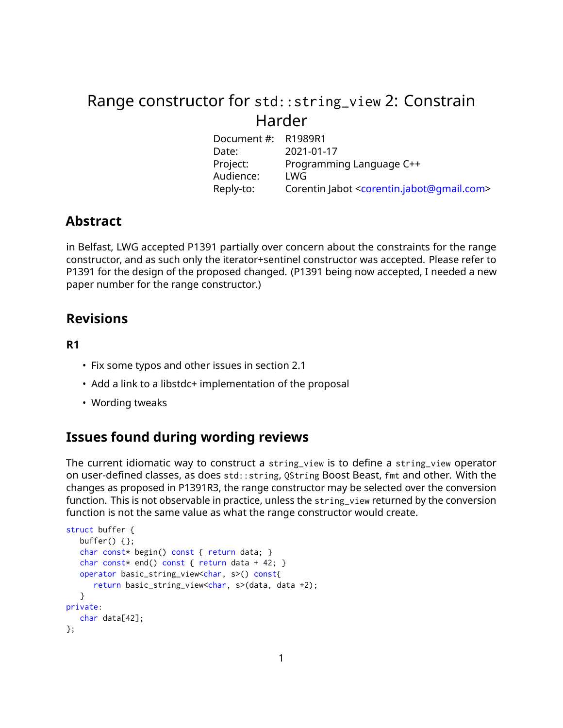# Range constructor for `std::string_view` 2: Constrain Harder

| | |
|---|---|
| Document #: | R1989R1 |
| Date: | 2021-01-17 |
| Project: | Programming Language C++ |
| Audience: | LWG |
| Reply-to: | Corentin Jabot <corentin.jabot@gmail.com> |

## Abstract

in Belfast, LWG accepted P1391 partially over concern about the constraints for the range constructor, and as such only the iterator+sentinel constructor was accepted. Please refer to P1391 for the design of the proposed changed. (P1391 being now accepted, I needed a new paper number for the range constructor.)

## Revisions

### R1

- Fix some typos and other issues in section 2.1
- Add a link to a libstdc+ implementation of the proposal
- Wording tweaks

## Issues found during wording reviews

The current idiomatic way to construct a `string_view` is to define a `string_view` operator on user-defined classes, as does `std::string`, `QString` Boost Beast, `fmt` and other. With the changes as proposed in P1391R3, the range constructor may be selected over the conversion function. This is not observable in practice, unless the `string_view` returned by the conversion function is not the same value as what the range constructor would create.

```
struct buffer {
   buffer() {};
   char const* begin() const { return data; }
   char const* end() const { return data + 42; }
   operator basic_string_view<char, s>() const{
      return basic_string_view<char, s>(data, data +2);
   }
private:
   char data[42];
};
```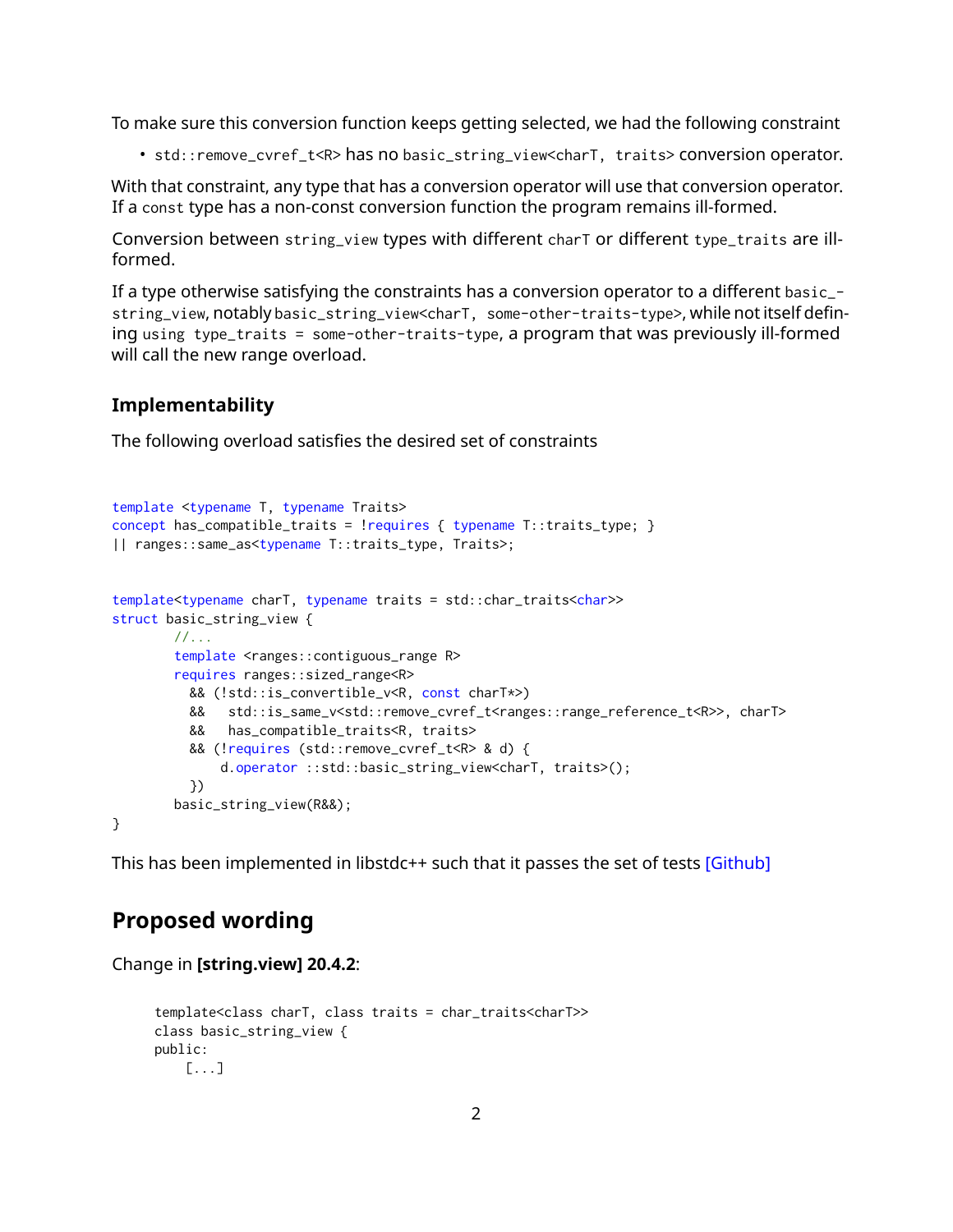To make sure this conversion function keeps getting selected, we had the following constraint

- `std::remove_cvref_t<R>` has no `basic_string_view<charT, traits>` conversion operator.

With that constraint, any type that has a conversion operator will use that conversion operator. If a `const` type has a non-const conversion function the program remains ill-formed.

Conversion between `string_view` types with different `charT` or different `type_traits` are ill-formed.

If a type otherwise satisfying the constraints has a conversion operator to a different `basic_string_view`, notably `basic_string_view<charT, some-other-traits-type>`, while not itself defining `using type_traits = some-other-traits-type`, a program that was previously ill-formed will call the new range overload.

### Implementability

The following overload satisfies the desired set of constraints

```
template <typename T, typename Traits>
concept has_compatible_traits = !requires { typename T::traits_type; }
|| ranges::same_as<typename T::traits_type, Traits>;


template<typename charT, typename traits = std::char_traits<char>>
struct basic_string_view {
        //...
        template <ranges::contiguous_range R>
        requires ranges::sized_range<R>
          && (!std::is_convertible_v<R, const charT*>)
          &&   std::is_same_v<std::remove_cvref_t<ranges::range_reference_t<R>>, charT>
          &&   has_compatible_traits<R, traits>
          && (!requires (std::remove_cvref_t<R> & d) {
              d.operator ::std::basic_string_view<charT, traits>();
          })
        basic_string_view(R&&);
}
```

This has been implemented in libstdc++ such that it passes the set of tests [Github]

## Proposed wording

Change in **[string.view] 20.4.2**:

```
template<class charT, class traits = char_traits<charT>>
class basic_string_view {
public:
    [...]
```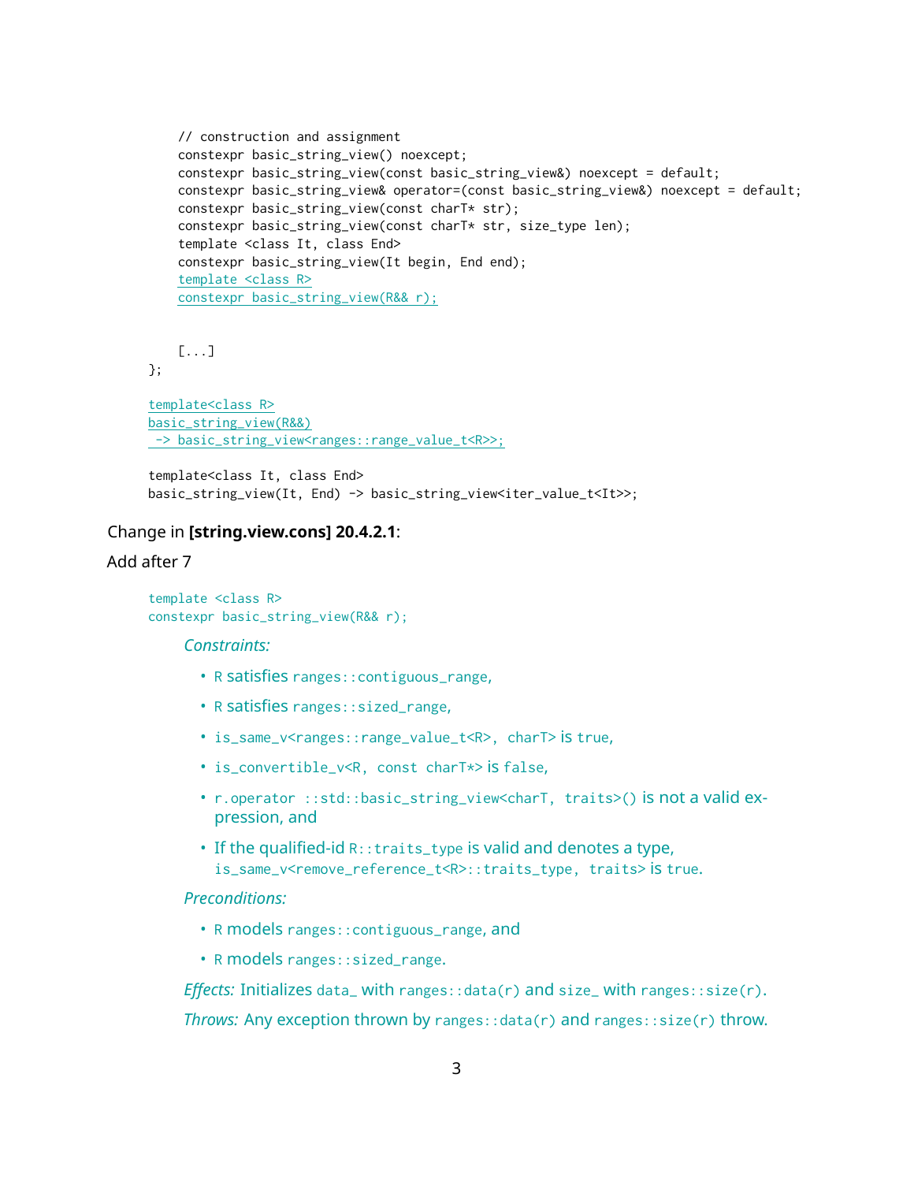```
    // construction and assignment
    constexpr basic_string_view() noexcept;
    constexpr basic_string_view(const basic_string_view&) noexcept = default;
    constexpr basic_string_view& operator=(const basic_string_view&) noexcept = default;
    constexpr basic_string_view(const charT* str);
    constexpr basic_string_view(const charT* str, size_type len);
    template <class It, class End>
    constexpr basic_string_view(It begin, End end);
    template <class R>
    constexpr basic_string_view(R&& r);


    [...]
};

template<class R>
basic_string_view(R&&)
 -> basic_string_view<ranges::range_value_t<R>>;

template<class It, class End>
basic_string_view(It, End) -> basic_string_view<iter_value_t<It>>;
```

Change in **[string.view.cons] 20.4.2.1**:

Add after 7

```
template <class R>
constexpr basic_string_view(R&& r);
```

*Constraints:*

- `R` satisfies `ranges::contiguous_range`,
- `R` satisfies `ranges::sized_range`,
- `is_same_v<ranges::range_value_t<R>, charT>` is `true`,
- `is_convertible_v<R, const charT*>` is `false`,
- `r.operator ::std::basic_string_view<charT, traits>()` is not a valid expression, and
- If the qualified-id `R::traits_type` is valid and denotes a type, `is_same_v<remove_reference_t<R>::traits_type, traits>` is `true`.

*Preconditions:*

- `R` models `ranges::contiguous_range`, and
- `R` models `ranges::sized_range`.

*Effects:* Initializes `data_` with `ranges::data(r)` and `size_` with `ranges::size(r)`.

*Throws:* Any exception thrown by `ranges::data(r)` and `ranges::size(r)` throw.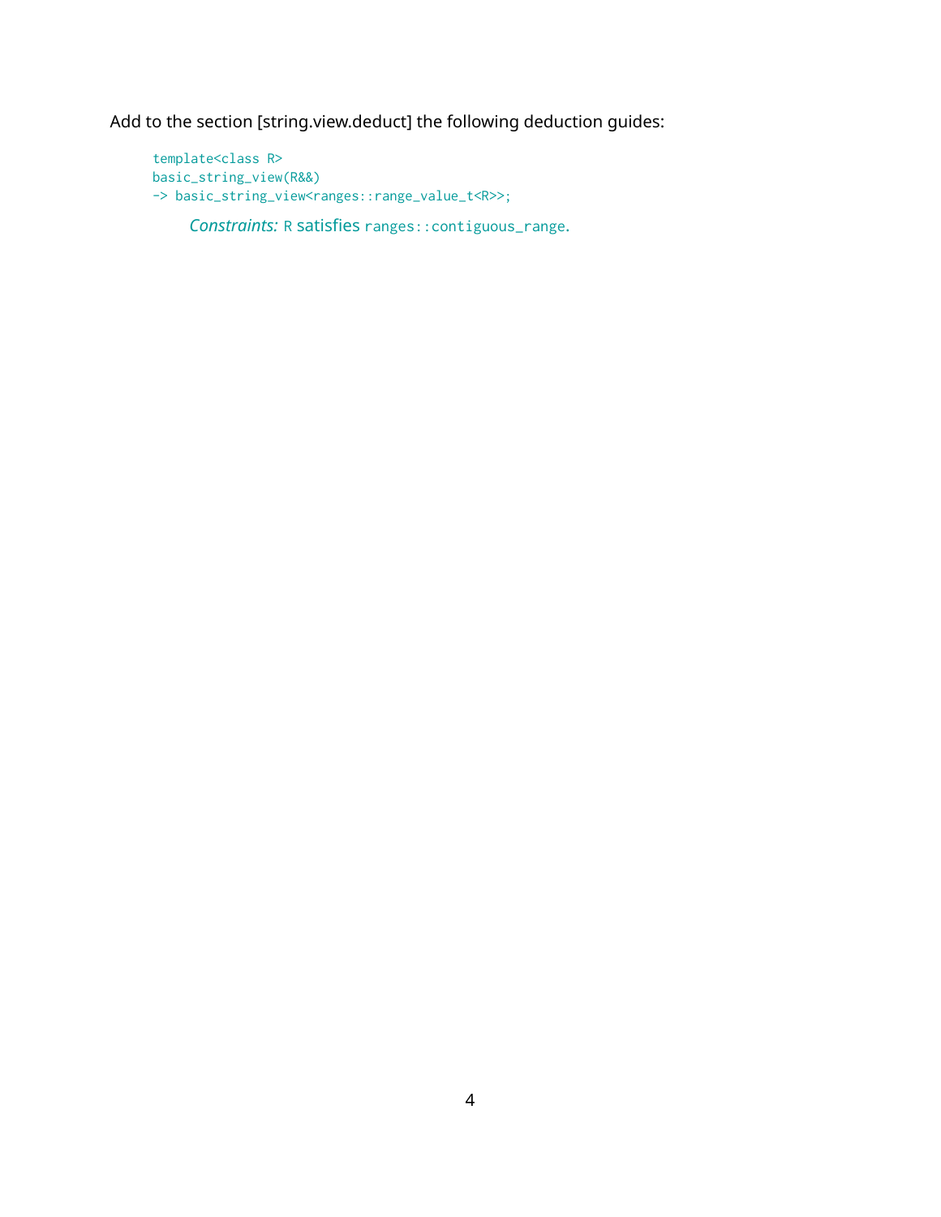Add to the section [string.view.deduct] the following deduction guides:

```
template<class R>
basic_string_view(R&&)
-> basic_string_view<ranges::range_value_t<R>>;
```

*Constraints:* `R` satisfies `ranges::contiguous_range`.